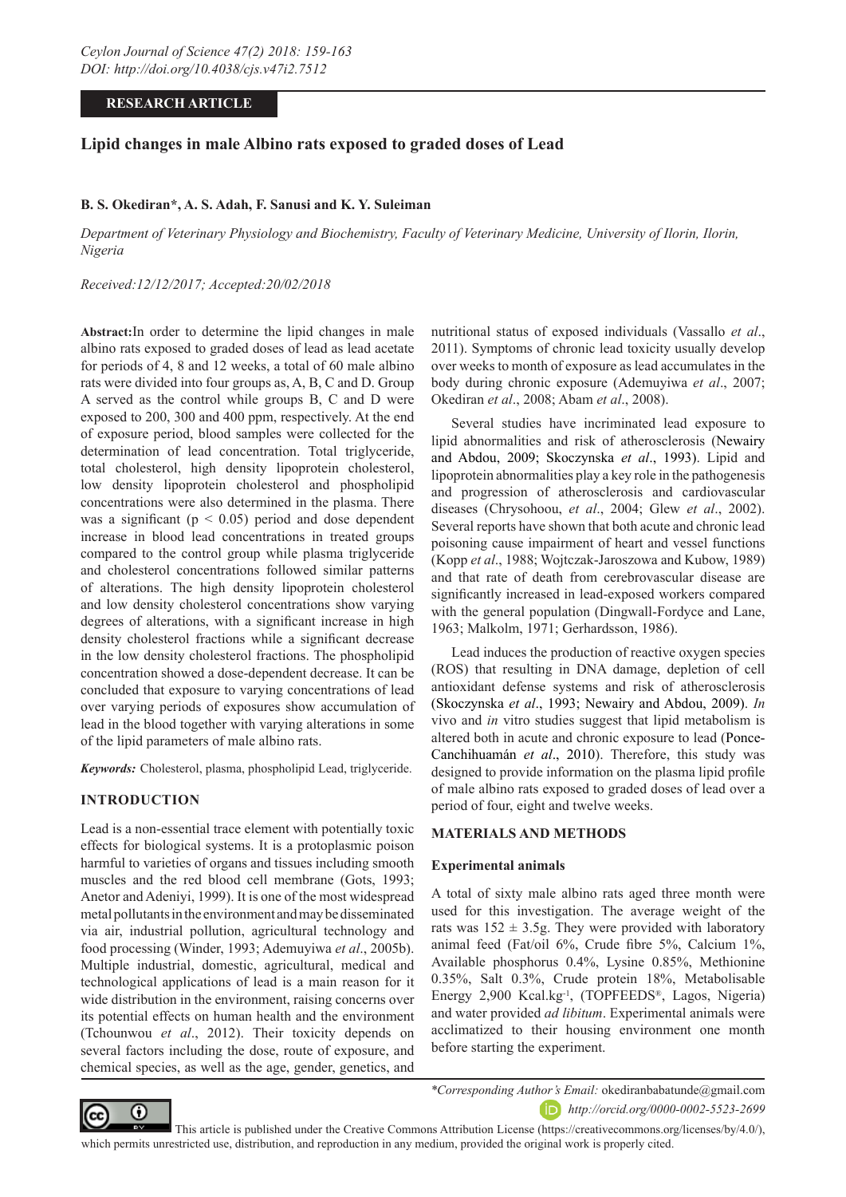RESEARCH ARTICLE

# Lipid changes in male Albino rats exposed to graded doses of Lead

**B. S. Okediran*, A. S. Adah, F. Sanusi and K. Y. Suleiman**

*Department of Veterinary Physiology and Biochemistry, Faculty of Veterinary Medicine, University of Ilorin, Ilorin, Nigeria*

*Received:12/12/2017; Accepted:20/02/2018*

**Abstract:** In order to determine the lipid changes in male albino rats exposed to graded doses of lead as lead acetate for periods of 4, 8 and 12 weeks, a total of 60 male albino rats were divided into four groups as, A, B, C and D. Group A served as the control while groups B, C and D were exposed to 200, 300 and 400 ppm, respectively. At the end of exposure period, blood samples were collected for the determination of lead concentration. Total triglyceride, total cholesterol, high density lipoprotein cholesterol, low density lipoprotein cholesterol and phospholipid concentrations were also determined in the plasma. There was a significant ($p < 0.05$) period and dose dependent increase in blood lead concentrations in treated groups compared to the control group while plasma triglyceride and cholesterol concentrations followed similar patterns of alterations. The high density lipoprotein cholesterol and low density cholesterol concentrations show varying degrees of alterations, with a significant increase in high density cholesterol fractions while a significant decrease in the low density cholesterol fractions. The phospholipid concentration showed a dose-dependent decrease. It can be concluded that exposure to varying concentrations of lead over varying periods of exposures show accumulation of lead in the blood together with varying alterations in some of the lipid parameters of male albino rats.

***Keywords:*** Cholesterol, plasma, phospholipid Lead, triglyceride.

## INTRODUCTION

Lead is a non-essential trace element with potentially toxic effects for biological systems. It is a protoplasmic poison harmful to varieties of organs and tissues including smooth muscles and the red blood cell membrane (Gots, 1993; Anetor and Adeniyi, 1999). It is one of the most widespread metal pollutants in the environment and may be disseminated via air, industrial pollution, agricultural technology and food processing (Winder, 1993; Ademuyiwa *et al*., 2005b). Multiple industrial, domestic, agricultural, medical and technological applications of lead is a main reason for it wide distribution in the environment, raising concerns over its potential effects on human health and the environment (Tchounwou *et al*., 2012). Their toxicity depends on several factors including the dose, route of exposure, and chemical species, as well as the age, gender, genetics, and nutritional status of exposed individuals (Vassallo *et al*., 2011). Symptoms of chronic lead toxicity usually develop over weeks to month of exposure as lead accumulates in the body during chronic exposure (Ademuyiwa *et al*., 2007; Okediran *et al*., 2008; Abam *et al*., 2008).

Several studies have incriminated lead exposure to lipid abnormalities and risk of atherosclerosis (Newairy and Abdou, 2009; Skoczynska *et al*., 1993). Lipid and lipoprotein abnormalities play a key role in the pathogenesis and progression of atherosclerosis and cardiovascular diseases (Chrysohoou, *et al*., 2004; Glew *et al*., 2002). Several reports have shown that both acute and chronic lead poisoning cause impairment of heart and vessel functions (Kopp *et al*., 1988; Wojtczak-Jaroszowa and Kubow, 1989) and that rate of death from cerebrovascular disease are significantly increased in lead-exposed workers compared with the general population (Dingwall-Fordyce and Lane, 1963; Malkolm, 1971; Gerhardsson, 1986).

Lead induces the production of reactive oxygen species (ROS) that resulting in DNA damage, depletion of cell antioxidant defense systems and risk of atherosclerosis (Skoczynska *et al*., 1993; Newairy and Abdou, 2009). *In* vivo and *in* vitro studies suggest that lipid metabolism is altered both in acute and chronic exposure to lead (Ponce-Canchihuamán *et al*., 2010). Therefore, this study was designed to provide information on the plasma lipid profile of male albino rats exposed to graded doses of lead over a period of four, eight and twelve weeks.

## MATERIALS AND METHODS

### Experimental animals

A total of sixty male albino rats aged three month were used for this investigation. The average weight of the rats was $152 \pm 3.5$g. They were provided with laboratory animal feed (Fat/oil 6%, Crude fibre 5%, Calcium 1%, Available phosphorus 0.4%, Lysine 0.85%, Methionine 0.35%, Salt 0.3%, Crude protein 18%, Metabolisable Energy 2,900 Kcal.kg$^{-1}$, (TOPFEEDS®, Lagos, Nigeria) and water provided *ad libitum*. Experimental animals were acclimatized to their housing environment one month before starting the experiment.

*\*Corresponding Author's Email:* okediranbabatunde@gmail.com

*http://orcid.org/0000-0002-5523-2699*

This article is published under the Creative Commons Attribution License (https://creativecommons.org/licenses/by/4.0/), which permits unrestricted use, distribution, and reproduction in any medium, provided the original work is properly cited.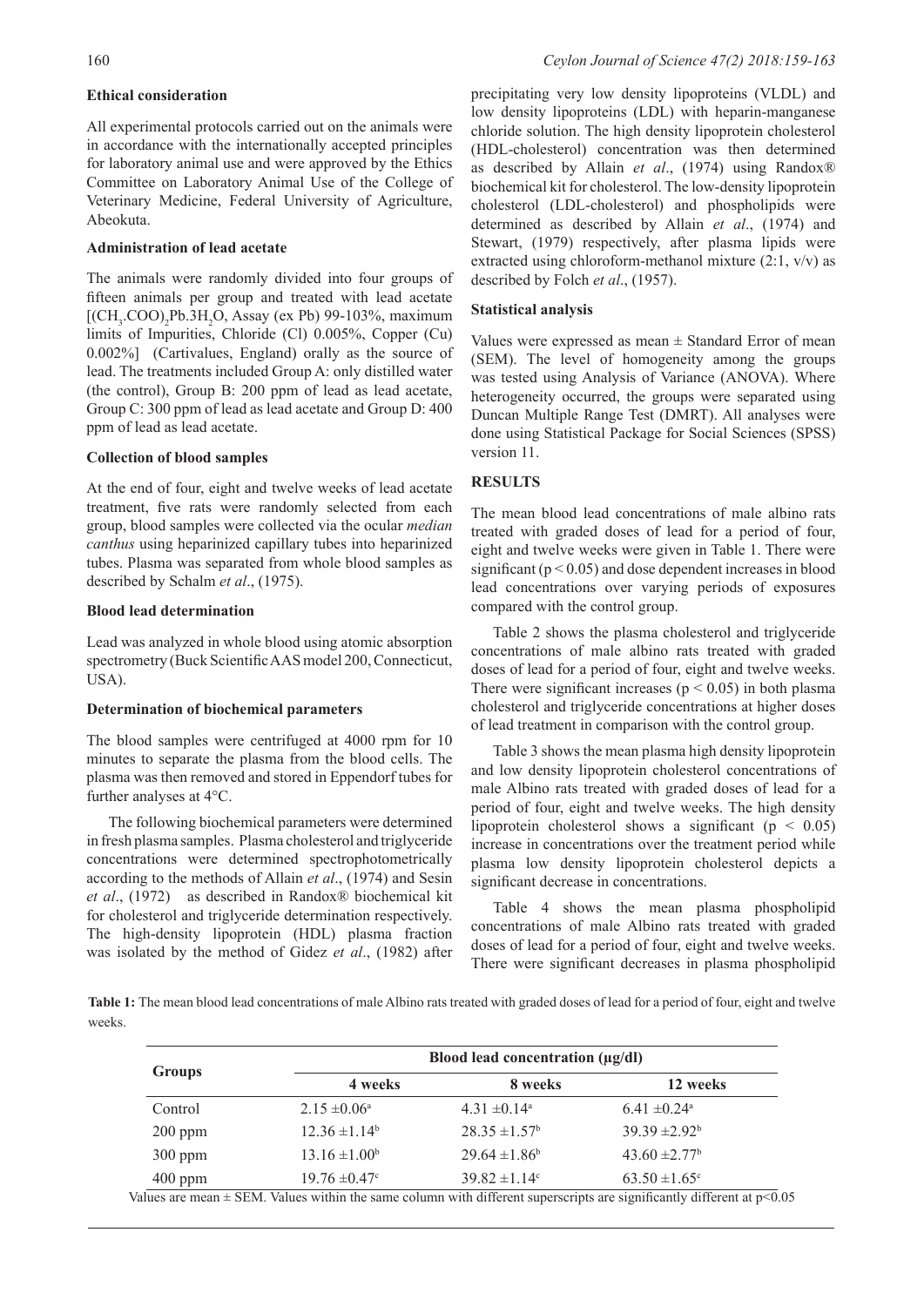### Ethical consideration

All experimental protocols carried out on the animals were in accordance with the internationally accepted principles for laboratory animal use and were approved by the Ethics Committee on Laboratory Animal Use of the College of Veterinary Medicine, Federal University of Agriculture, Abeokuta.

### Administration of lead acetate

The animals were randomly divided into four groups of fifteen animals per group and treated with lead acetate [$(CH_3.COO)_2Pb.3H_2O$, Assay (ex Pb) 99-103%, maximum limits of Impurities, Chloride (Cl) 0.005%, Copper (Cu) 0.002%] (Cartivalues, England) orally as the source of lead. The treatments included Group A: only distilled water (the control), Group B: 200 ppm of lead as lead acetate, Group C: 300 ppm of lead as lead acetate and Group D: 400 ppm of lead as lead acetate.

### Collection of blood samples

At the end of four, eight and twelve weeks of lead acetate treatment, five rats were randomly selected from each group, blood samples were collected via the ocular *median canthus* using heparinized capillary tubes into heparinized tubes. Plasma was separated from whole blood samples as described by Schalm *et al*., (1975).

### Blood lead determination

Lead was analyzed in whole blood using atomic absorption spectrometry (Buck Scientific AAS model 200, Connecticut, USA).

### Determination of biochemical parameters

The blood samples were centrifuged at 4000 rpm for 10 minutes to separate the plasma from the blood cells. The plasma was then removed and stored in Eppendorf tubes for further analyses at 4°C.

The following biochemical parameters were determined in fresh plasma samples. Plasma cholesterol and triglyceride concentrations were determined spectrophotometrically according to the methods of Allain *et al*., (1974) and Sesin *et al*., (1972) as described in Randox® biochemical kit for cholesterol and triglyceride determination respectively. The high-density lipoprotein (HDL) plasma fraction was isolated by the method of Gidez *et al*., (1982) after precipitating very low density lipoproteins (VLDL) and low density lipoproteins (LDL) with heparin-manganese chloride solution. The high density lipoprotein cholesterol (HDL-cholesterol) concentration was then determined as described by Allain *et al*., (1974) using Randox® biochemical kit for cholesterol. The low-density lipoprotein cholesterol (LDL-cholesterol) and phospholipids were determined as described by Allain *et al*., (1974) and Stewart, (1979) respectively, after plasma lipids were extracted using chloroform-methanol mixture (2:1, v/v) as described by Folch *et al*., (1957).

### Statistical analysis

Values were expressed as mean ± Standard Error of mean (SEM). The level of homogeneity among the groups was tested using Analysis of Variance (ANOVA). Where heterogeneity occurred, the groups were separated using Duncan Multiple Range Test (DMRT). All analyses were done using Statistical Package for Social Sciences (SPSS) version 11.

## RESULTS

The mean blood lead concentrations of male albino rats treated with graded doses of lead for a period of four, eight and twelve weeks were given in Table 1. There were significant ($p < 0.05$) and dose dependent increases in blood lead concentrations over varying periods of exposures compared with the control group.

Table 2 shows the plasma cholesterol and triglyceride concentrations of male albino rats treated with graded doses of lead for a period of four, eight and twelve weeks. There were significant increases ($p < 0.05$) in both plasma cholesterol and triglyceride concentrations at higher doses of lead treatment in comparison with the control group.

Table 3 shows the mean plasma high density lipoprotein and low density lipoprotein cholesterol concentrations of male Albino rats treated with graded doses of lead for a period of four, eight and twelve weeks. The high density lipoprotein cholesterol shows a significant ($p < 0.05$) increase in concentrations over the treatment period while plasma low density lipoprotein cholesterol depicts a significant decrease in concentrations.

Table 4 shows the mean plasma phospholipid concentrations of male Albino rats treated with graded doses of lead for a period of four, eight and twelve weeks. There were significant decreases in plasma phospholipid

**Table 1:** The mean blood lead concentrations of male Albino rats treated with graded doses of lead for a period of four, eight and twelve weeks.

| Groups | Blood lead concentration (μg/dl) | | |
|---|---|---|---|
| | 4 weeks | 8 weeks | 12 weeks |
| Control | $2.15 \pm 0.06^a$ | $4.31 \pm 0.14^a$ | $6.41 \pm 0.24^a$ |
| 200 ppm | $12.36 \pm 1.14^b$ | $28.35 \pm 1.57^b$ | $39.39 \pm 2.92^b$ |
| 300 ppm | $13.16 \pm 1.00^b$ | $29.64 \pm 1.86^b$ | $43.60 \pm 2.77^b$ |
| 400 ppm | $19.76 \pm 0.47^c$ | $39.82 \pm 1.14^c$ | $63.50 \pm 1.65^c$ |

Values are mean ± SEM. Values within the same column with different superscripts are significantly different at $p<0.05$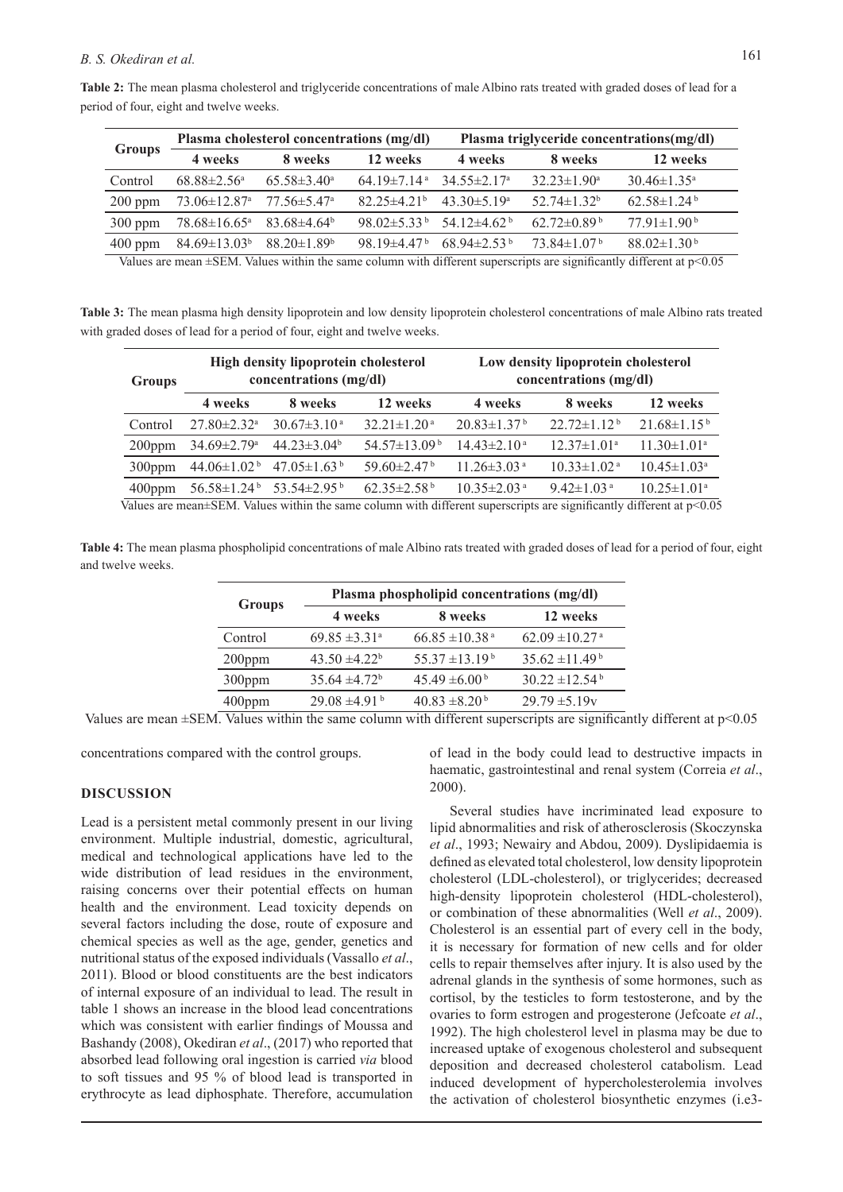**Table 2:** The mean plasma cholesterol and triglyceride concentrations of male Albino rats treated with graded doses of lead for a period of four, eight and twelve weeks.

| Groups | Plasma cholesterol concentrations (mg/dl) | | | Plasma triglyceride concentrations(mg/dl) | | |
|---|---|---|---|---|---|---|
| | 4 weeks | 8 weeks | 12 weeks | 4 weeks | 8 weeks | 12 weeks |
| Control | 68.88±2.56[a] | 65.58±3.40[a] | 64.19±7.14[a] | 34.55±2.17[a] | 32.23±1.90[a] | 30.46±1.35[a] |
| 200 ppm | 73.06±12.87[a] | 77.56±5.47[a] | 82.25±4.21[b] | 43.30±5.19[a] | 52.74±1.32[b] | 62.58±1.24[b] |
| 300 ppm | 78.68±16.65[a] | 83.68±4.64[b] | 98.02±5.33[b] | 54.12±4.62[b] | 62.72±0.89[b] | 77.91±1.90[b] |
| 400 ppm | 84.69±13.03[b] | 88.20±1.89[b] | 98.19±4.47[b] | 68.94±2.53[b] | 73.84±1.07[b] | 88.02±1.30[b] |

Values are mean ±SEM. Values within the same column with different superscripts are significantly different at $p<0.05$

**Table 3:** The mean plasma high density lipoprotein and low density lipoprotein cholesterol concentrations of male Albino rats treated with graded doses of lead for a period of four, eight and twelve weeks.

| Groups | High density lipoprotein cholesterol concentrations (mg/dl) | | | Low density lipoprotein cholesterol concentrations (mg/dl) | | |
|---|---|---|---|---|---|---|
| | 4 weeks | 8 weeks | 12 weeks | 4 weeks | 8 weeks | 12 weeks |
| Control | 27.80±2.32[a] | 30.67±3.10[a] | 32.21±1.20[a] | 20.83±1.37[b] | 22.72±1.12[b] | 21.68±1.15[b] |
| 200ppm | 34.69±2.79[a] | 44.23±3.04[b] | 54.57±13.09[b] | 14.43±2.10[a] | 12.37±1.01[a] | 11.30±1.01[a] |
| 300ppm | 44.06±1.02[b] | 47.05±1.63[b] | 59.60±2.47[b] | 11.26±3.03[a] | 10.33±1.02[a] | 10.45±1.03[a] |
| 400ppm | 56.58±1.24[b] | 53.54±2.95[b] | 62.35±2.58[b] | 10.35±2.03[a] | 9.42±1.03[a] | 10.25±1.01[a] |

Values are mean±SEM. Values within the same column with different superscripts are significantly different at $p<0.05$

**Table 4:** The mean plasma phospholipid concentrations of male Albino rats treated with graded doses of lead for a period of four, eight and twelve weeks.

| Groups | Plasma phospholipid concentrations (mg/dl) | | |
|---|---|---|---|
| | 4 weeks | 8 weeks | 12 weeks |
| Control | 69.85 ±3.31[a] | 66.85 ±10.38[a] | 62.09 ±10.27[a] |
| 200ppm | 43.50 ±4.22[b] | 55.37 ±13.19[b] | 35.62 ±11.49[b] |
| 300ppm | 35.64 ±4.72[b] | 45.49 ±6.00[b] | 30.22 ±12.54[b] |
| 400ppm | 29.08 ±4.91[b] | 40.83 ±8.20[b] | 29.79 ±5.19v |

Values are mean ±SEM. Values within the same column with different superscripts are significantly different at $p<0.05$

concentrations compared with the control groups.

## DISCUSSION

Lead is a persistent metal commonly present in our living environment. Multiple industrial, domestic, agricultural, medical and technological applications have led to the wide distribution of lead residues in the environment, raising concerns over their potential effects on human health and the environment. Lead toxicity depends on several factors including the dose, route of exposure and chemical species as well as the age, gender, genetics and nutritional status of the exposed individuals (Vassallo *et al*., 2011). Blood or blood constituents are the best indicators of internal exposure of an individual to lead. The result in table 1 shows an increase in the blood lead concentrations which was consistent with earlier findings of Moussa and Bashandy (2008), Okediran *et al*., (2017) who reported that absorbed lead following oral ingestion is carried *via* blood to soft tissues and 95 % of blood lead is transported in erythrocyte as lead diphosphate. Therefore, accumulation of lead in the body could lead to destructive impacts in haematic, gastrointestinal and renal system (Correia *et al*., 2000).

Several studies have incriminated lead exposure to lipid abnormalities and risk of atherosclerosis (Skoczynska *et al*., 1993; Newairy and Abdou, 2009). Dyslipidaemia is defined as elevated total cholesterol, low density lipoprotein cholesterol (LDL-cholesterol), or triglycerides; decreased high-density lipoprotein cholesterol (HDL-cholesterol), or combination of these abnormalities (Well *et al*., 2009). Cholesterol is an essential part of every cell in the body, it is necessary for formation of new cells and for older cells to repair themselves after injury. It is also used by the adrenal glands in the synthesis of some hormones, such as cortisol, by the testicles to form testosterone, and by the ovaries to form estrogen and progesterone (Jefcoate *et al*., 1992). The high cholesterol level in plasma may be due to increased uptake of exogenous cholesterol and subsequent deposition and decreased cholesterol catabolism. Lead induced development of hypercholesterolemia involves the activation of cholesterol biosynthetic enzymes (i.e3-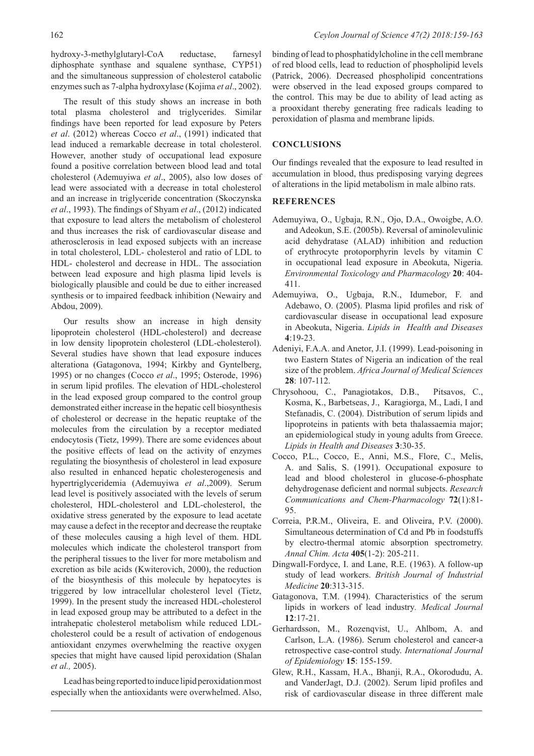hydroxy-3-methylglutaryl-CoA reductase, farnesyl diphosphate synthase and squalene synthase, CYP51) and the simultaneous suppression of cholesterol catabolic enzymes such as 7-alpha hydroxylase (Kojima *et al*., 2002).

The result of this study shows an increase in both total plasma cholesterol and triglycerides. Similar findings have been reported for lead exposure by Peters *et al*. (2012) whereas Cocco *et al*., (1991) indicated that lead induced a remarkable decrease in total cholesterol. However, another study of occupational lead exposure found a positive correlation between blood lead and total cholesterol (Ademuyiwa *et al*., 2005), also low doses of lead were associated with a decrease in total cholesterol and an increase in triglyceride concentration (Skoczynska *et al*., 1993). The findings of Shyam *et al*., (2012) indicated that exposure to lead alters the metabolism of cholesterol and thus increases the risk of cardiovascular disease and atherosclerosis in lead exposed subjects with an increase in total cholesterol, LDL- cholesterol and ratio of LDL to HDL- cholesterol and decrease in HDL. The association between lead exposure and high plasma lipid levels is biologically plausible and could be due to either increased synthesis or to impaired feedback inhibition (Newairy and Abdou, 2009).

Our results show an increase in high density lipoprotein cholesterol (HDL-cholesterol) and decrease in low density lipoprotein cholesterol (LDL-cholesterol). Several studies have shown that lead exposure induces alterationa (Gatagonova, 1994; Kirkby and Gyntelberg, 1995) or no changes (Cocco *et al*., 1995; Osterode, 1996) in serum lipid profiles. The elevation of HDL-cholesterol in the lead exposed group compared to the control group demonstrated either increase in the hepatic cell biosynthesis of cholesterol or decrease in the hepatic reuptake of the molecules from the circulation by a receptor mediated endocytosis (Tietz, 1999). There are some evidences about the positive effects of lead on the activity of enzymes regulating the biosynthesis of cholesterol in lead exposure also resulted in enhanced hepatic cholesterogenesis and hypertriglyceridemia (Ademuyiwa *et al*.,2009). Serum lead level is positively associated with the levels of serum cholesterol, HDL-cholesterol and LDL-cholesterol, the oxidative stress generated by the exposure to lead acetate may cause a defect in the receptor and decrease the reuptake of these molecules causing a high level of them. HDL molecules which indicate the cholesterol transport from the peripheral tissues to the liver for more metabolism and excretion as bile acids (Kwiterovich, 2000), the reduction of the biosynthesis of this molecule by hepatocytes is triggered by low intracellular cholesterol level (Tietz, 1999). In the present study the increased HDL-cholesterol in lead exposed group may be attributed to a defect in the intrahepatic cholesterol metabolism while reduced LDL-cholesterol could be a result of activation of endogenous antioxidant enzymes overwhelming the reactive oxygen species that might have caused lipid peroxidation (Shalan *et al.,* 2005).

Lead has being reported to induce lipid peroxidation most especially when the antioxidants were overwhelmed. Also, binding of lead to phosphatidylcholine in the cell membrane of red blood cells, lead to reduction of phospholipid levels (Patrick, 2006). Decreased phospholipid concentrations were observed in the lead exposed groups compared to the control. This may be due to ability of lead acting as a prooxidant thereby generating free radicals leading to peroxidation of plasma and membrane lipids.

## CONCLUSIONS

Our findings revealed that the exposure to lead resulted in accumulation in blood, thus predisposing varying degrees of alterations in the lipid metabolism in male albino rats.

## REFERENCES

Ademuyiwa, O., Ugbaja, R.N., Ojo, D.A., Owoigbe, A.O. and Adeokun, S.E. (2005b). Reversal of aminolevulinic acid dehydratase (ALAD) inhibition and reduction of erythrocyte protoporphyrin levels by vitamin C in occupational lead exposure in Abeokuta, Nigeria. *Environmental Toxicology and Pharmacology* **20**: 404-411.

Ademuyiwa, O., Ugbaja, R.N., Idumebor, F. and Adebawo, O. (2005). Plasma lipid profiles and risk of cardiovascular disease in occupational lead exposure in Abeokuta, Nigeria. *Lipids in Health and Diseases* **4**:19-23.

Adeniyi, F.A.A. and Anetor, J.I. (1999). Lead-poisoning in two Eastern States of Nigeria an indication of the real size of the problem. *Africa Journal of Medical Sciences* **28**: 107-112.

Chrysohoou, C., Panagiotakos, D.B., Pitsavos, C., Kosma, K., Barbetseas, J., Karagiorga, M., Ladi, I and Stefanadis, C. (2004). Distribution of serum lipids and lipoproteins in patients with beta thalassaemia major; an epidemiological study in young adults from Greece. *Lipids in Health and Diseases* **3**:30-35.

Cocco, P.L., Cocco, E., Anni, M.S., Flore, C., Melis, A. and Salis, S. (1991). Occupational exposure to lead and blood cholesterol in glucose-6-phosphate dehydrogenase deficient and normal subjects. *Research Communications and Chem-Pharmacology* **72**(1):81-95.

Correia, P.R.M., Oliveira, E. and Oliveira, P.V. (2000). Simultaneous determination of Cd and Pb in foodstuffs by electro-thermal atomic absorption spectrometry. *Annal Chim. Acta* **405**(1-2): 205-211.

Dingwall-Fordyce, I. and Lane, R.E. (1963). A follow-up study of lead workers. *British Journal of Industrial Medicine* **20**:313-315.

Gatagonova, T.M. (1994). Characteristics of the serum lipids in workers of lead industry. *Medical Journal* **12**:17-21.

Gerhardsson, M., Rozenqvist, U., Ahlbom, A. and Carlson, L.A. (1986). Serum cholesterol and cancer-a retrospective case-control study. *International Journal of Epidemiology* **15**: 155-159.

Glew, R.H., Kassam, H.A., Bhanji, R.A., Okorodudu, A. and VanderJagt, D.J. (2002). Serum lipid profiles and risk of cardiovascular disease in three different male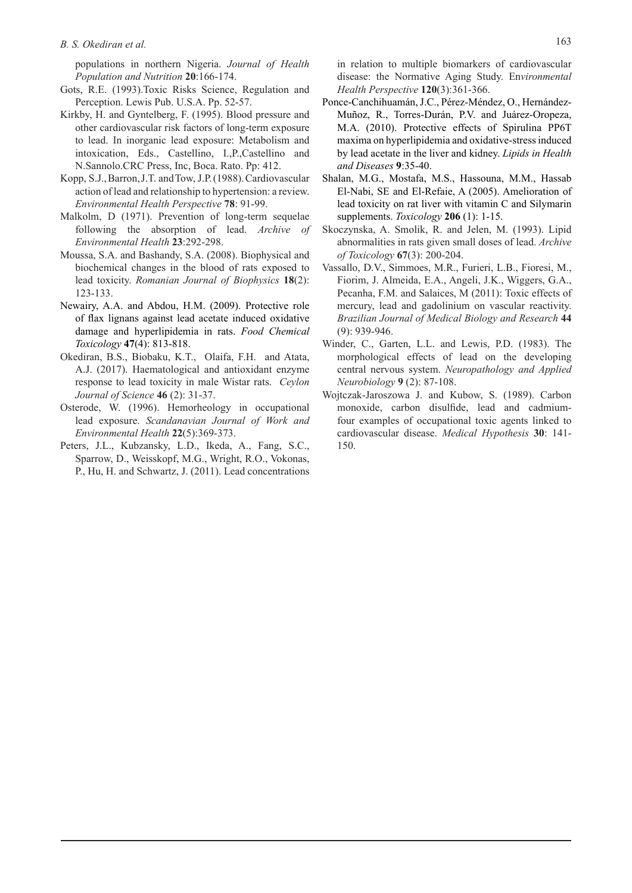populations in northern Nigeria. *Journal of Health Population and Nutrition* **20**:166-174.

Gots, R.E. (1993).Toxic Risks Science, Regulation and Perception. Lewis Pub. U.S.A. Pp. 52-57.

Kirkby, H. and Gyntelberg, F. (1995). Blood pressure and other cardiovascular risk factors of long-term exposure to lead. In inorganic lead exposure: Metabolism and intoxication, Eds., Castellino, I.,P.,Castellino and N.Sannolo.CRC Press, Inc, Boca. Rato. Pp: 412.

Kopp, S.J., Barron, J.T. and Tow, J.P. (1988). Cardiovascular action of lead and relationship to hypertension: a review. *Environmental Health Perspective* **78**: 91-99.

Malkolm, D (1971). Prevention of long-term sequelae following the absorption of lead. *Archive of Environmental Health* **23**:292-298.

Moussa, S.A. and Bashandy, S.A. (2008). Biophysical and biochemical changes in the blood of rats exposed to lead toxicity. *Romanian Journal of Biophysics* **18**(2): 123-133.

Newairy, A.A. and Abdou, H.M. (2009). Protective role of flax lignans against lead acetate induced oxidative damage and hyperlipidemia in rats. *Food Chemical Toxicology* **47**(4): 813-818.

Okediran, B.S., Biobaku, K.T., Olaifa, F.H. and Atata, A.J. (2017). Haematological and antioxidant enzyme response to lead toxicity in male Wistar rats. *Ceylon Journal of Science* **46** (2): 31-37.

Osterode, W. (1996). Hemorheology in occupational lead exposure. *Scandanavian Journal of Work and Environmental Health* **22**(5):369-373.

Peters, J.L., Kubzansky, L.D., Ikeda, A., Fang, S.C., Sparrow, D., Weisskopf, M.G., Wright, R.O., Vokonas, P., Hu, H. and Schwartz, J. (2011). Lead concentrations in relation to multiple biomarkers of cardiovascular disease: the Normative Aging Study. *Environmental Health Perspective* **120**(3):361-366.

Ponce-Canchihuamán, J.C., Pérez-Méndez, O., Hernández-Muñoz, R., Torres-Durán, P.V. and Juárez-Oropeza, M.A. (2010). Protective effects of Spirulina PP6T maxima on hyperlipidemia and oxidative-stress induced by lead acetate in the liver and kidney. *Lipids in Health and Diseases* **9**:35-40.

Shalan, M.G., Mostafa, M.S., Hassouna, M.M., Hassab El-Nabi, SE and El-Refaie, A (2005). Amelioration of lead toxicity on rat liver with vitamin C and Silymarin supplements. *Toxicology* **206** (1): 1-15.

Skoczynska, A. Smolik, R. and Jelen, M. (1993). Lipid abnormalities in rats given small doses of lead. *Archive of Toxicology* **67**(3): 200-204.

Vassallo, D.V., Simmoes, M.R., Furieri, L.B., Fioresi, M., Fiorim, J. Almeida, E.A., Angeli, J.K., Wiggers, G.A., Pecanha, F.M. and Salaices, M (2011): Toxic effects of mercury, lead and gadolinium on vascular reactivity. *Brazilian Journal of Medical Biology and Research* **44** (9): 939-946.

Winder, C., Garten, L.L. and Lewis, P.D. (1983). The morphological effects of lead on the developing central nervous system. *Neuropathology and Applied Neurobiology* **9** (2): 87-108.

Wojtczak-Jaroszowa J. and Kubow, S. (1989). Carbon monoxide, carbon disulfide, lead and cadmium-four examples of occupational toxic agents linked to cardiovascular disease. *Medical Hypothesis* **30**: 141-150.